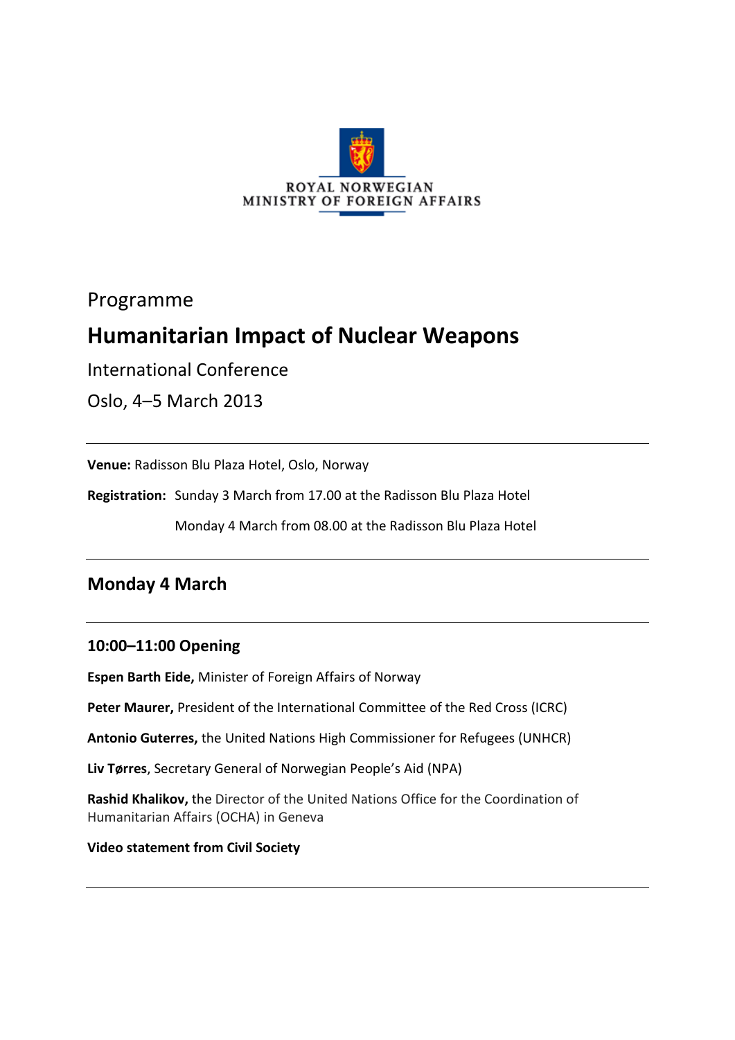ROYAL NORWEGIAN
MINISTRY OF FOREIGN AFFAIRS

Programme

# Humanitarian Impact of Nuclear Weapons

International Conference

Oslo, 4–5 March 2013

---

**Venue:** Radisson Blu Plaza Hotel, Oslo, Norway

**Registration:** Sunday 3 March from 17.00 at the Radisson Blu Plaza Hotel

Monday 4 March from 08.00 at the Radisson Blu Plaza Hotel

---

## Monday 4 March

---

### 10:00–11:00 Opening

**Espen Barth Eide,** Minister of Foreign Affairs of Norway

**Peter Maurer,** President of the International Committee of the Red Cross (ICRC)

**Antonio Guterres,** the United Nations High Commissioner for Refugees (UNHCR)

**Liv Tørres**, Secretary General of Norwegian People's Aid (NPA)

**Rashid Khalikov,** the Director of the United Nations Office for the Coordination of Humanitarian Affairs (OCHA) in Geneva

**Video statement from Civil Society**

---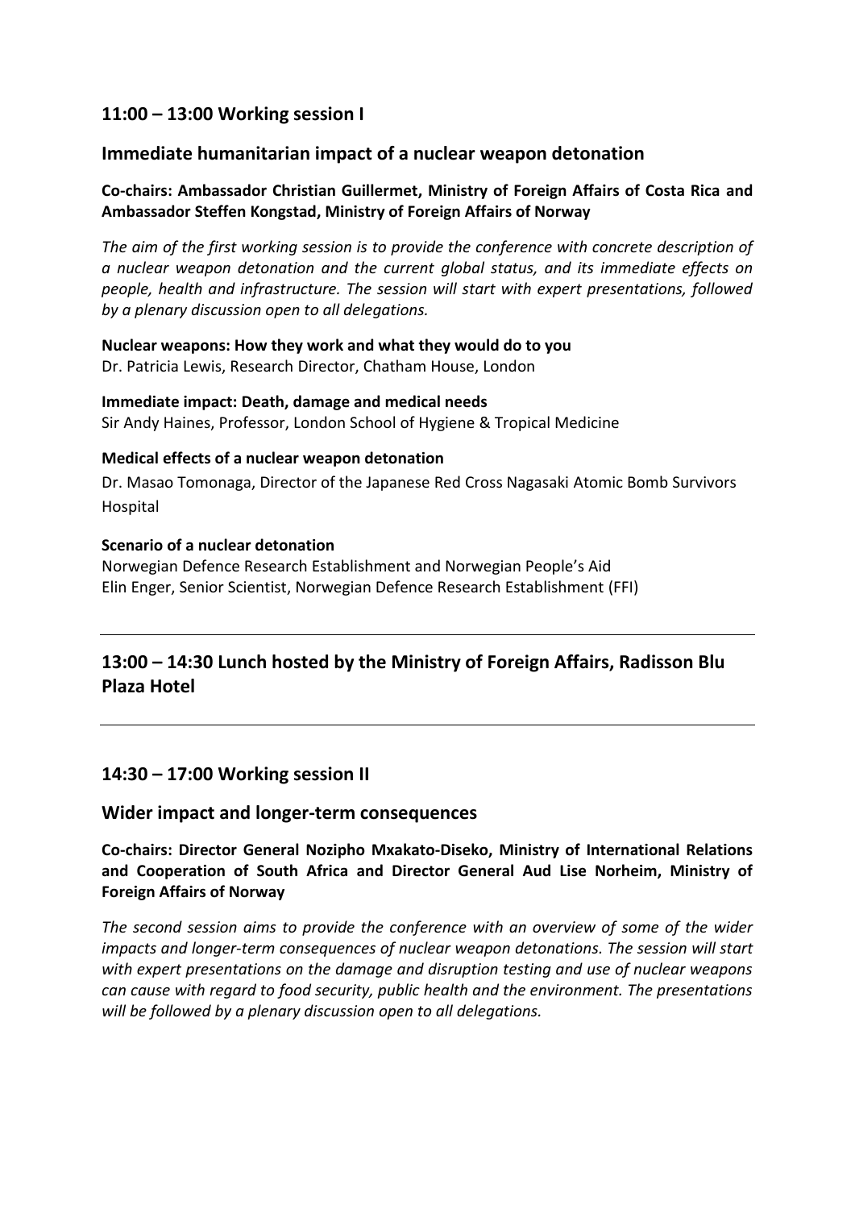## 11:00 – 13:00 Working session I

## Immediate humanitarian impact of a nuclear weapon detonation

**Co-chairs: Ambassador Christian Guillermet, Ministry of Foreign Affairs of Costa Rica and Ambassador Steffen Kongstad, Ministry of Foreign Affairs of Norway**

*The aim of the first working session is to provide the conference with concrete description of a nuclear weapon detonation and the current global status, and its immediate effects on people, health and infrastructure. The session will start with expert presentations, followed by a plenary discussion open to all delegations.*

**Nuclear weapons: How they work and what they would do to you**
Dr. Patricia Lewis, Research Director, Chatham House, London

**Immediate impact: Death, damage and medical needs**
Sir Andy Haines, Professor, London School of Hygiene & Tropical Medicine

**Medical effects of a nuclear weapon detonation**
Dr. Masao Tomonaga, Director of the Japanese Red Cross Nagasaki Atomic Bomb Survivors Hospital

**Scenario of a nuclear detonation**
Norwegian Defence Research Establishment and Norwegian People's Aid
Elin Enger, Senior Scientist, Norwegian Defence Research Establishment (FFI)

---

## 13:00 – 14:30 Lunch hosted by the Ministry of Foreign Affairs, Radisson Blu Plaza Hotel

---

## 14:30 – 17:00 Working session II

## Wider impact and longer-term consequences

**Co-chairs: Director General Nozipho Mxakato-Diseko, Ministry of International Relations and Cooperation of South Africa and Director General Aud Lise Norheim, Ministry of Foreign Affairs of Norway**

*The second session aims to provide the conference with an overview of some of the wider impacts and longer-term consequences of nuclear weapon detonations. The session will start with expert presentations on the damage and disruption testing and use of nuclear weapons can cause with regard to food security, public health and the environment. The presentations will be followed by a plenary discussion open to all delegations.*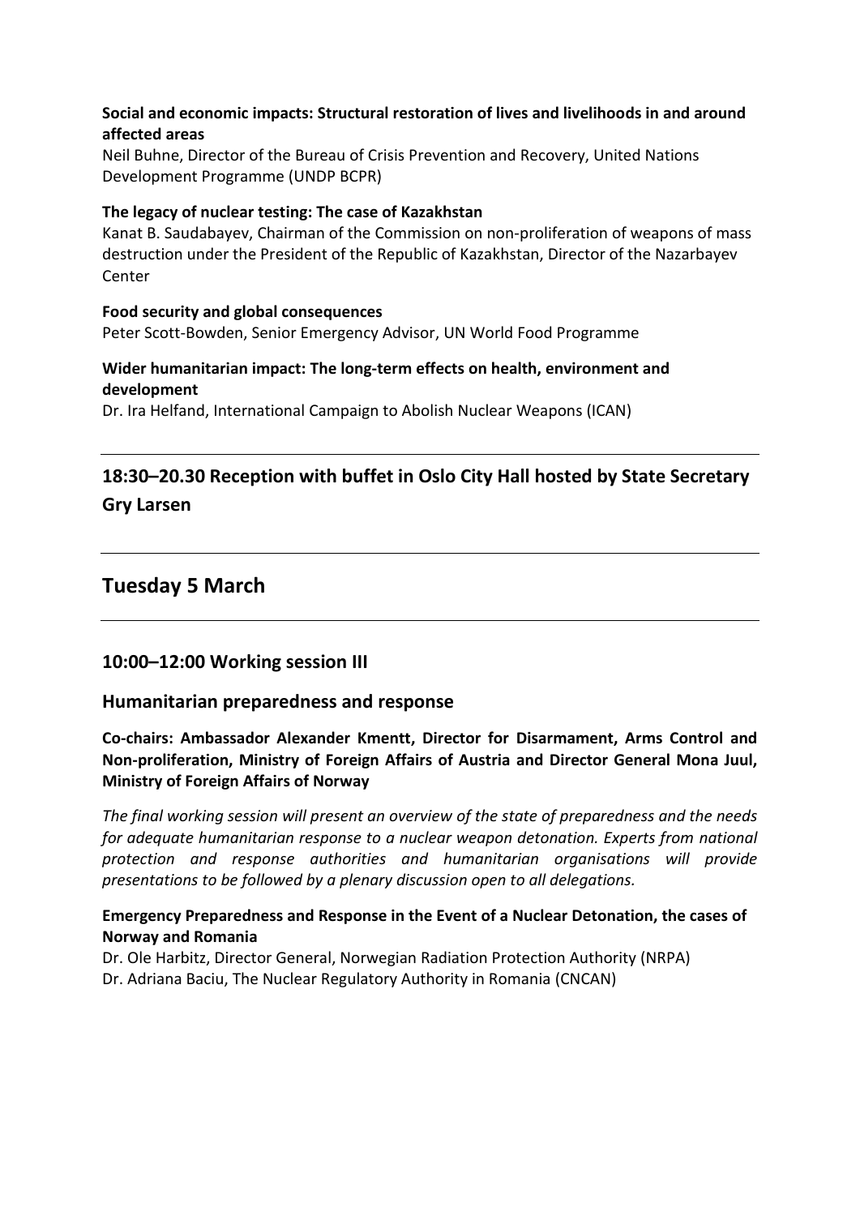**Social and economic impacts: Structural restoration of lives and livelihoods in and around affected areas**
Neil Buhne, Director of the Bureau of Crisis Prevention and Recovery, United Nations Development Programme (UNDP BCPR)

**The legacy of nuclear testing: The case of Kazakhstan**
Kanat B. Saudabayev, Chairman of the Commission on non-proliferation of weapons of mass destruction under the President of the Republic of Kazakhstan, Director of the Nazarbayev Center

**Food security and global consequences**
Peter Scott-Bowden, Senior Emergency Advisor, UN World Food Programme

**Wider humanitarian impact: The long-term effects on health, environment and development**
Dr. Ira Helfand, International Campaign to Abolish Nuclear Weapons (ICAN)

---

## 18:30–20.30 Reception with buffet in Oslo City Hall hosted by State Secretary Gry Larsen

---

## Tuesday 5 March

---

### 10:00–12:00 Working session III

### Humanitarian preparedness and response

**Co-chairs: Ambassador Alexander Kmentt, Director for Disarmament, Arms Control and Non-proliferation, Ministry of Foreign Affairs of Austria and Director General Mona Juul, Ministry of Foreign Affairs of Norway**

*The final working session will present an overview of the state of preparedness and the needs for adequate humanitarian response to a nuclear weapon detonation. Experts from national protection and response authorities and humanitarian organisations will provide presentations to be followed by a plenary discussion open to all delegations.*

**Emergency Preparedness and Response in the Event of a Nuclear Detonation, the cases of Norway and Romania**
Dr. Ole Harbitz, Director General, Norwegian Radiation Protection Authority (NRPA)
Dr. Adriana Baciu, The Nuclear Regulatory Authority in Romania (CNCAN)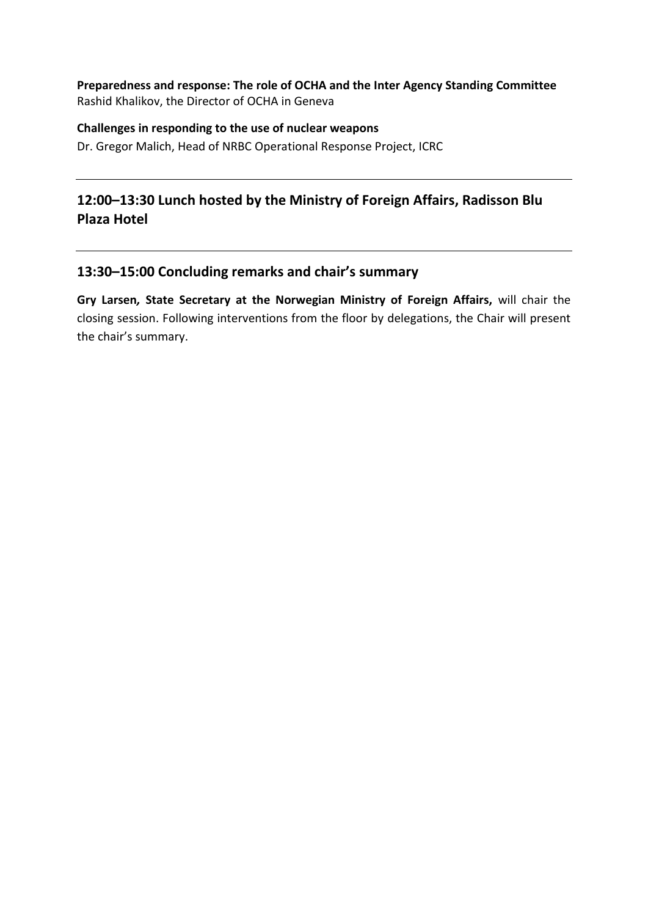**Preparedness and response: The role of OCHA and the Inter Agency Standing Committee**
Rashid Khalikov, the Director of OCHA in Geneva

**Challenges in responding to the use of nuclear weapons**
Dr. Gregor Malich, Head of NRBC Operational Response Project, ICRC

---

## 12:00–13:30 Lunch hosted by the Ministry of Foreign Affairs, Radisson Blu Plaza Hotel

---

## 13:30–15:00 Concluding remarks and chair's summary

**Gry Larsen*, *State Secretary at the Norwegian Ministry of Foreign Affairs,** will chair the closing session. Following interventions from the floor by delegations, the Chair will present the chair's summary.